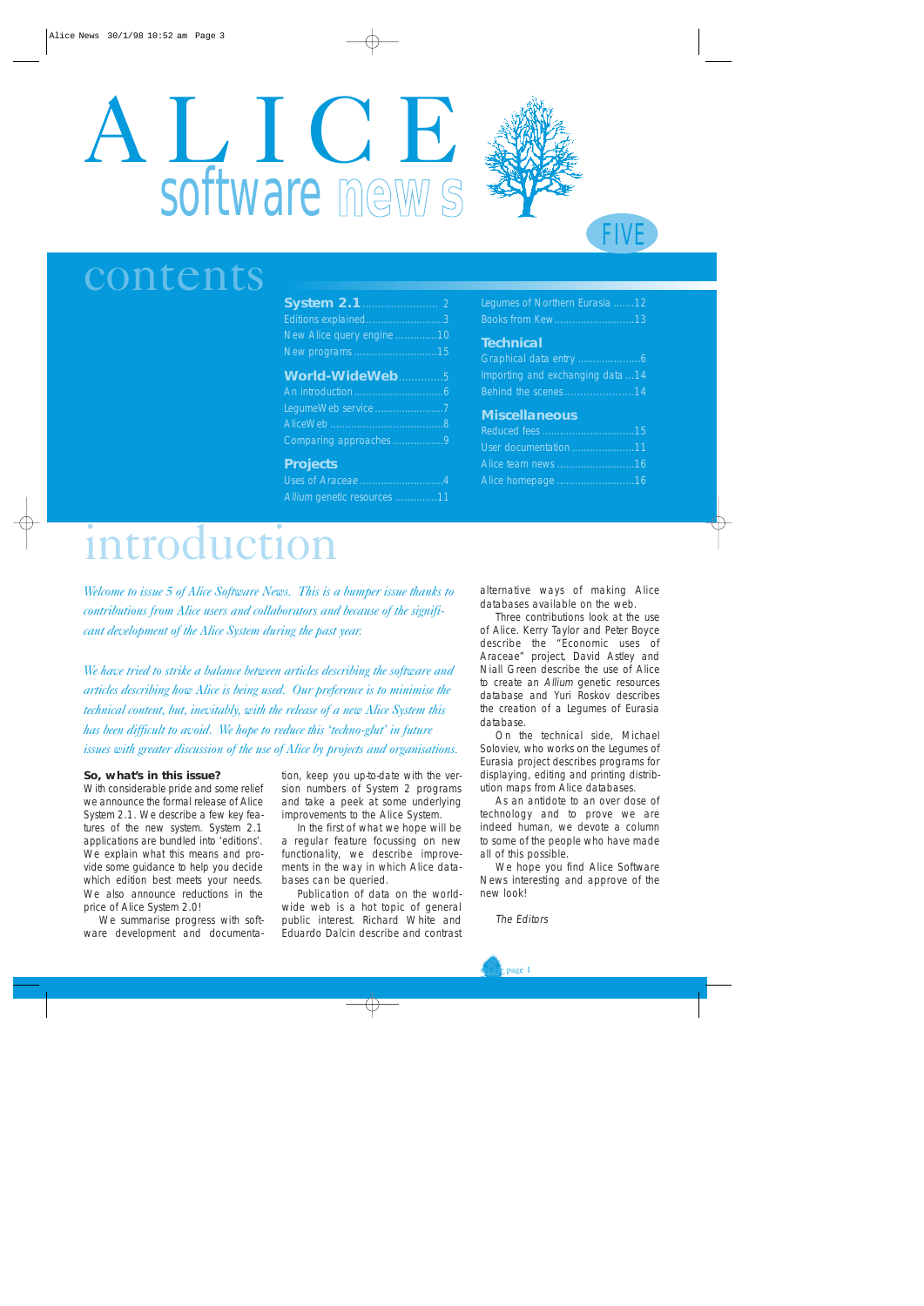# ALICE software news

FIVE

## contents

**System 2.1** ........................ 2
Editions explained ........................3
New Alice query engine ..............10
New programs ............................15

**World-WideWeb** ..............5
An introduction ..............................6
LegumeWeb service ........................7
AliceWeb .......................................8
Comparing approaches .................9

**Projects**
Uses of *Araceae* ............................4
*Allium* genetic resources ..............11

Legumes of Northern Eurasia .......12
Books from Kew ............................13

**Technical**
Graphical data entry .....................6
Importing and exchanging data ...14
Behind the scenes .......................14

**Miscellaneous**
Reduced fees ................................15
User documentation .....................11
Alice team news ...........................16
Alice homepage ...........................16

## introduction

*Welcome to issue 5 of Alice Software News. This is a bumper issue thanks to contributions from Alice users and collaborators and because of the significant development of the Alice System during the past year.*

*We have tried to strike a balance between articles describing the software and articles describing how Alice is being used. Our preference is to minimise the technical content, but, inevitably, with the release of a new Alice System this has been difficult to avoid. We hope to reduce this 'techno-glut' in future issues with greater discussion of the use of Alice by projects and organisations.*

**So, what's in this issue?**
With considerable pride and some relief we announce the formal release of Alice System 2.1. We describe a few key features of the new system. System 2.1 applications are bundled into 'editions'. We explain what this means and provide some guidance to help you decide which edition best meets your needs. We also announce reductions in the price of Alice System 2.0!

We summarise progress with software development and documentation, keep you up-to-date with the version numbers of System 2 programs and take a peek at some underlying improvements to the Alice System.

In the first of what we hope will be a regular feature focussing on new functionality, we describe improvements in the way in which Alice databases can be queried.

Publication of data on the world-wide web is a hot topic of general public interest. Richard White and Eduardo Dalcin describe and contrast alternative ways of making Alice databases available on the web.

Three contributions look at the use of Alice. Kerry Taylor and Peter Boyce describe the "Economic uses of Araceae" project, David Astley and Niall Green describe the use of Alice to create an *Allium* genetic resources database and Yuri Roskov describes the creation of a Legumes of Eurasia database.

On the technical side, Michael Soloviev, who works on the Legumes of Eurasia project describes programs for displaying, editing and printing distribution maps from Alice databases.

As an antidote to an over dose of technology and to prove we are indeed human, we devote a column to some of the people who have made all of this possible.

We hope you find Alice Software News interesting and approve of the new look!

*The Editors*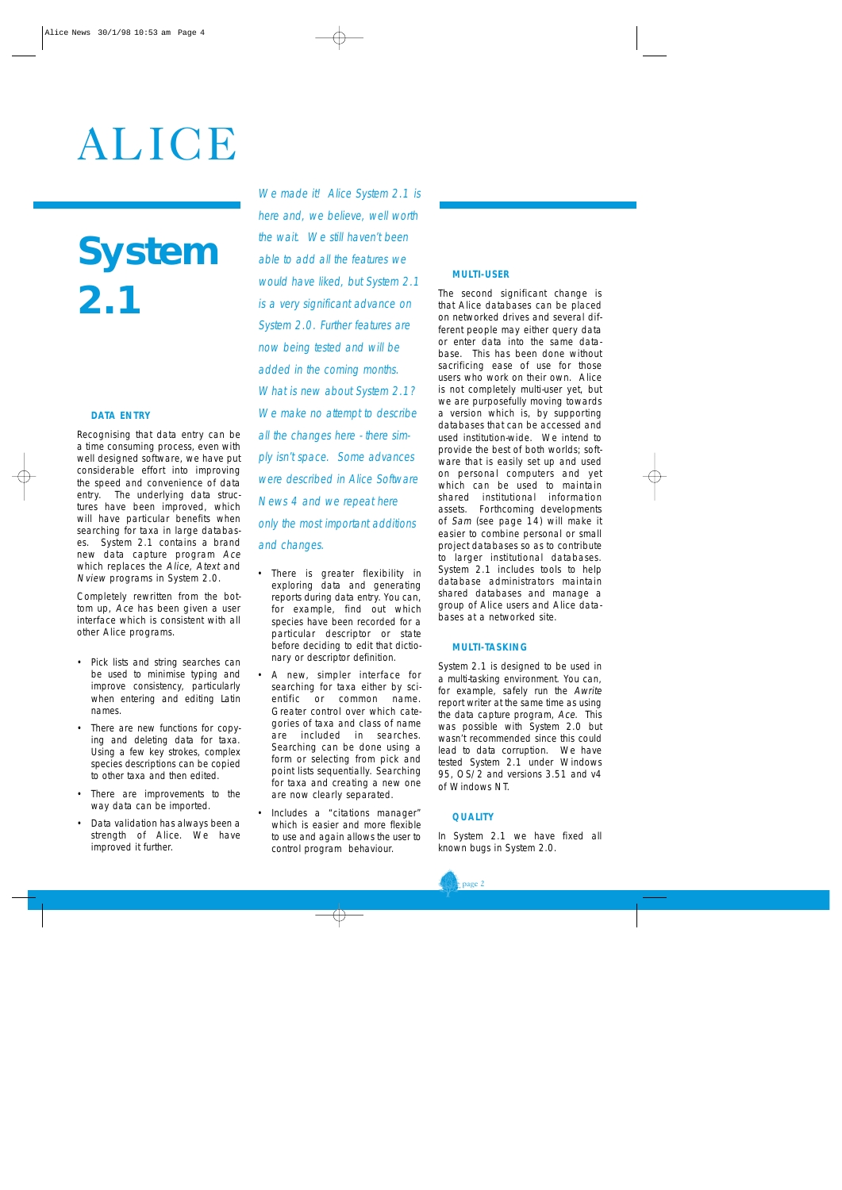# ALICE

# System 2.1

*We made it! Alice System 2.1 is here and, we believe, well worth the wait. We still haven't been able to add all the features we would have liked, but System 2.1 is a very significant advance on System 2.0. Further features are now being tested and will be added in the coming months.*

*What is new about System 2.1? We make no attempt to describe all the changes here - there simply isn't space. Some advances were described in Alice Software News 4 and we repeat here only the most important additions and changes.*

### DATA ENTRY

Recognising that data entry can be a time consuming process, even with well designed software, we have put considerable effort into improving the speed and convenience of data entry. The underlying data structures have been improved, which will have particular benefits when searching for taxa in large databases. System 2.1 contains a brand new data capture program *Ace* which replaces the *Alice, Atext* and *Nview* programs in System 2.0.

Completely rewritten from the bottom up, *Ace* has been given a user interface which is consistent with all other Alice programs.

- Pick lists and string searches can be used to minimise typing and improve consistency, particularly when entering and editing Latin names.
- There are new functions for copying and deleting data for taxa. Using a few key strokes, complex species descriptions can be copied to other taxa and then edited.
- There are improvements to the way data can be imported.
- Data validation has always been a strength of Alice. We have improved it further.
- There is greater flexibility in exploring data and generating reports during data entry. You can, for example, find out which species have been recorded for a particular descriptor or state before deciding to edit that dictionary or descriptor definition.
- A new, simpler interface for searching for taxa either by scientific or common name. Greater control over which categories of taxa and class of name are included in searches. Searching can be done using a form or selecting from pick and point lists sequentially. Searching for taxa and creating a new one are now clearly separated.
- Includes a "citations manager" which is easier and more flexible to use and again allows the user to control program behaviour.

### MULTI-USER

The second significant change is that Alice databases can be placed on networked drives and several different people may either query data or enter data into the same database. This has been done without sacrificing ease of use for those users who work on their own. Alice is not completely multi-user yet, but we are purposefully moving towards a version which is, by supporting databases that can be accessed and used institution-wide. We intend to provide the best of both worlds; software that is easily set up and used on personal computers and yet which can be used to maintain shared institutional information assets. Forthcoming developments of *Sam* (see page 14) will make it easier to combine personal or small project databases so as to contribute to larger institutional databases. System 2.1 includes tools to help database administrators maintain shared databases and manage a group of Alice users and Alice databases at a networked site.

### MULTI-TASKING

System 2.1 is designed to be used in a multi-tasking environment. You can, for example, safely run the *Awrite* report writer at the same time as using the data capture program, *Ace*. This was possible with System 2.0 but wasn't recommended since this could lead to data corruption. We have tested System 2.1 under Windows 95, OS/2 and versions 3.51 and v4 of Windows NT.

### QUALITY

In System 2.1 we have fixed all known bugs in System 2.0.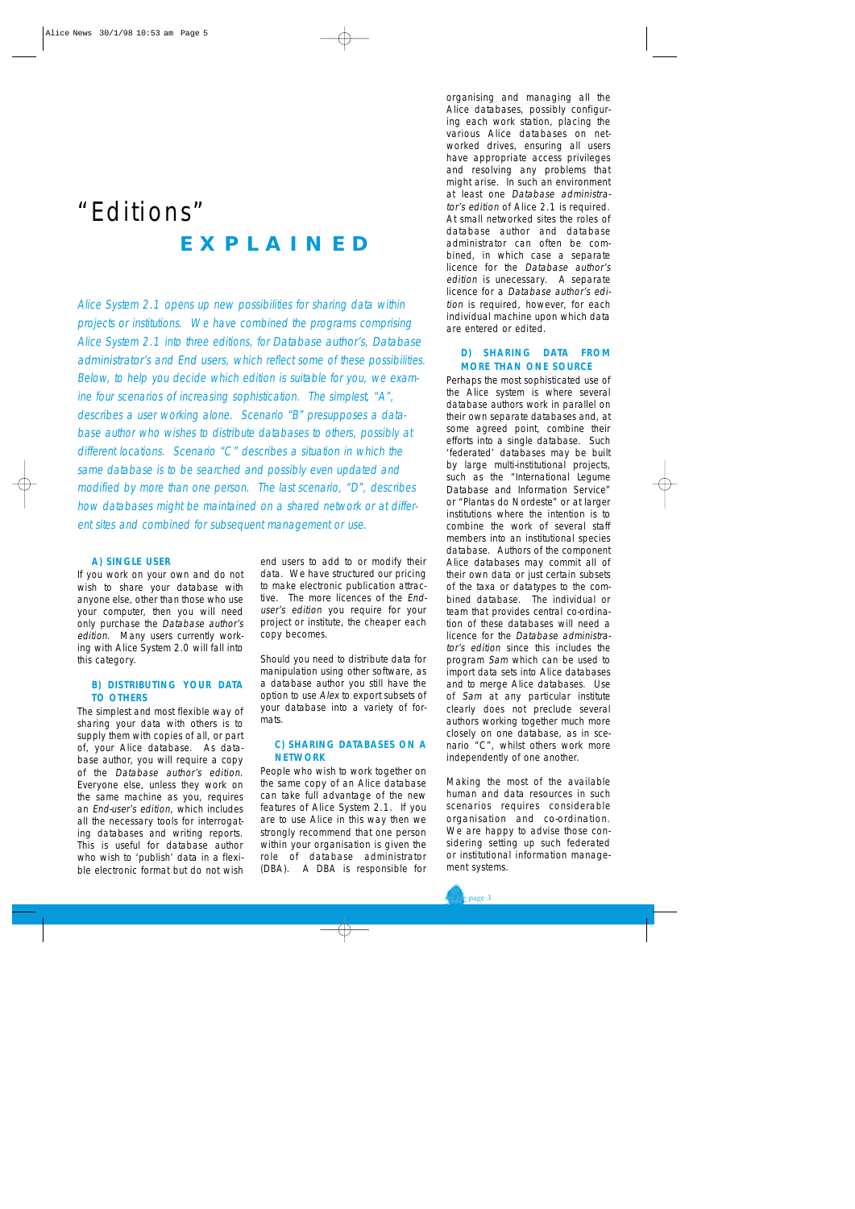# "Editions" EXPLAINED

*Alice System 2.1 opens up new possibilities for sharing data within projects or institutions. We have combined the programs comprising Alice System 2.1 into three editions, for Database author's, Database administrator's and End users, which reflect some of these possibilities. Below, to help you decide which edition is suitable for you, we examine four scenarios of increasing sophistication. The simplest, "A", describes a user working alone. Scenario "B" presupposes a database author who wishes to distribute databases to others, possibly at different locations. Scenario "C" describes a situation in which the same database is to be searched and possibly even updated and modified by more than one person. The last scenario, "D", describes how databases might be maintained on a shared network or at different sites and combined for subsequent management or use.*

### A) SINGLE USER

If you work on your own and do not wish to share your database with anyone else, other than those who use your computer, then you will need only purchase the *Database author's edition*. Many users currently working with Alice System 2.0 will fall into this category.

### B) DISTRIBUTING YOUR DATA TO OTHERS

The simplest and most flexible way of sharing your data with others is to supply them with copies of all, or part of, your Alice database. As database author, you will require a copy of the *Database author's edition*. Everyone else, unless they work on the same machine as you, requires an *End-user's edition*, which includes all the necessary tools for interrogating databases and writing reports. This is useful for database author who wish to 'publish' data in a flexible electronic format but do not wish end users to add to or modify their data. We have structured our pricing to make electronic publication attractive. The more licences of the *End-user's edition* you require for your project or institute, the cheaper each copy becomes.

Should you need to distribute data for manipulation using other software, as a database author you still have the option to use *Alex* to export subsets of your database into a variety of formats.

### C) SHARING DATABASES ON A NETWORK

People who wish to work together on the same copy of an Alice database can take full advantage of the new features of Alice System 2.1. If you are to use Alice in this way then we strongly recommend that one person within your organisation is given the role of database administrator (DBA). A DBA is responsible for organising and managing all the Alice databases, possibly configuring each work station, placing the various Alice databases on networked drives, ensuring all users have appropriate access privileges and resolving any problems that might arise. In such an environment at least one *Database administrator's edition* of Alice 2.1 is required. At small networked sites the roles of database author and database administrator can often be combined, in which case a separate licence for the *Database author's edition* is unecessary. A separate licence for a *Database author's edition* is required, however, for each individual machine upon which data are entered or edited.

### D) SHARING DATA FROM MORE THAN ONE SOURCE

Perhaps the most sophisticated use of the Alice system is where several database authors work in parallel on their own separate databases and, at some agreed point, combine their efforts into a single database. Such 'federated' databases may be built by large multi-institutional projects, such as the "International Legume Database and Information Service" or "Plantas do Nordeste" or at larger institutions where the intention is to combine the work of several staff members into an institutional species database. Authors of the component Alice databases may commit all of their own data or just certain subsets of the taxa or datatypes to the combined database. The individual or team that provides central co-ordination of these databases will need a licence for the *Database administrator's edition* since this includes the program *Sam* which can be used to import data sets into Alice databases and to merge Alice databases. Use of *Sam* at any particular institute clearly does not preclude several authors working together much more closely on one database, as in scenario "C", whilst others work more independently of one another.

Making the most of the available human and data resources in such scenarios requires considerable organisation and co-ordination. We are happy to advise those considering setting up such federated or institutional information management systems.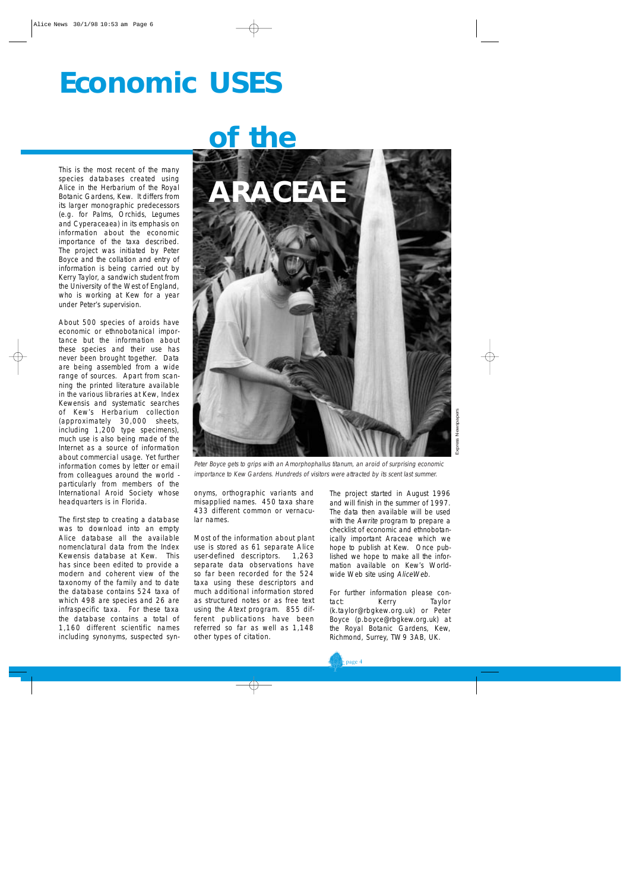# Economic USES of the ARACEAE

This is the most recent of the many species databases created using Alice in the Herbarium of the Royal Botanic Gardens, Kew. It differs from its larger monographic predecessors (e.g. for Palms, Orchids, Legumes and Cyperaceaea) in its emphasis on information about the economic importance of the taxa described. The project was initiated by Peter Boyce and the collation and entry of information is being carried out by Kerry Taylor, a sandwich student from the University of the West of England, who is working at Kew for a year under Peter's supervision.

About 500 species of aroids have economic or ethnobotanical importance but the information about these species and their use has never been brought together. Data are being assembled from a wide range of sources. Apart from scanning the printed literature available in the various libraries at Kew, Index Kewensis and systematic searches of Kew's Herbarium collection (approximately 30,000 sheets, including 1,200 type specimens), much use is also being made of the Internet as a source of information about commercial usage. Yet further information comes by letter or email from colleagues around the world - particularly from members of the International Aroid Society whose headquarters is in Florida.

The first step to creating a database was to download into an empty Alice database all the available nomenclatural data from the Index Kewensis database at Kew. This has since been edited to provide a modern and coherent view of the taxonomy of the family and to date the database contains 524 taxa of which 498 are species and 26 are infraspecific taxa. For these taxa the database contains a total of 1,160 different scientific names including synonyms, suspected synonyms, orthographic variants and misapplied names. 450 taxa share 433 different common or vernacular names.

Most of the information about plant use is stored as 61 separate Alice user-defined descriptors. 1,263 separate data observations have so far been recorded for the 524 taxa using these descriptors and much additional information stored as structured notes or as free text using the *Atext* program. 855 different publications have been referred so far as well as 1,148 other types of citation.

The project started in August 1996 and will finish in the summer of 1997. The data then available will be used with the *Awrite* program to prepare a checklist of economic and ethnobotanically important Araceae which we hope to publish at Kew. Once published we hope to make all the information available on Kew's Worldwide Web site using *AliceWeb*.

For further information please contact: Kerry Taylor (k.taylor@rbgkew.org.uk) or Peter Boyce (p.boyce@rbgkew.org.uk) at the Royal Botanic Gardens, Kew, Richmond, Surrey, TW9 3AB, UK.

*Peter Boyce gets to grips with an Amorphophallus titanum, an aroid of surprising economic importance to Kew Gardens. Hundreds of visitors were attracted by its scent last summer.*

Express Newspapers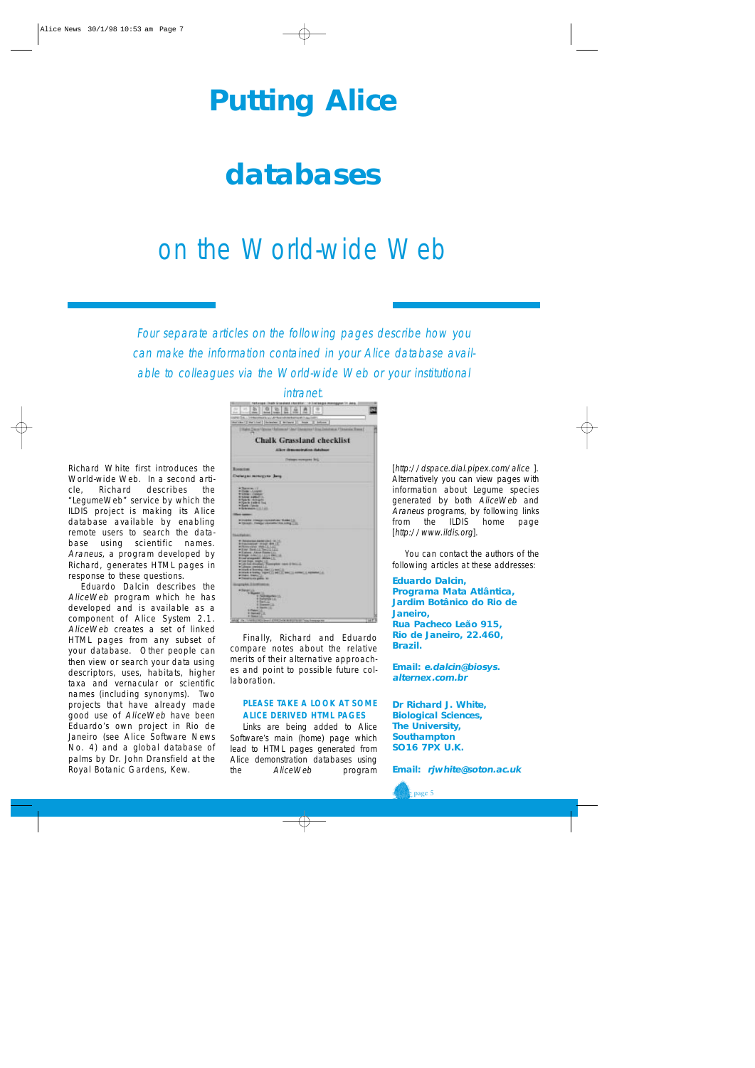# Putting Alice databases

## on the World-wide Web

*Four separate articles on the following pages describe how you can make the information contained in your Alice database available to colleagues via the World-wide Web or your institutional intranet.*

Richard White first introduces the World-wide Web. In a second article, Richard describes the "LegumeWeb" service by which the ILDIS project is making its Alice database available by enabling remote users to search the database using scientific names. *Araneus*, a program developed by Richard, generates HTML pages in response to these questions.

Eduardo Dalcin describes the *AliceWeb* program which he has developed and is available as a component of Alice System 2.1. *AliceWeb* creates a set of linked HTML pages from any subset of your database. Other people can then view or search your data using descriptors, uses, habitats, higher taxa and vernacular or scientific names (including synonyms). Two projects that have already made good use of *AliceWeb* have been Eduardo's own project in Rio de Janeiro (see Alice Software News No. 4) and a global database of palms by Dr. John Dransfield at the Royal Botanic Gardens, Kew.

Finally, Richard and Eduardo compare notes about the relative merits of their alternative approaches and point to possible future collaboration.

**PLEASE TAKE A LOOK AT SOME ALICE DERIVED HTML PAGES**

Links are being added to Alice Software's main (home) page which lead to HTML pages generated from Alice demonstration databases using the *AliceWeb* program [http://dspace.dial.pipex.com/alice]. Alternatively you can view pages with information about Legume species generated by both *AliceWeb* and *Araneus* programs, by following links from the ILDIS home page [http://www.ildis.org].

You can contact the authors of the following articles at these addresses:

**Eduardo Dalcin,**
**Programa Mata Atlântica,**
**Jardim Botânico do Rio de Janeiro,**
**Rua Pacheco Leão 915,**
**Rio de Janeiro, 22.460,**
**Brazil.**

**Email: *e.dalcin@biosys.alternex.com.br***

**Dr Richard J. White,**
**Biological Sciences,**
**The University,**
**Southampton**
**SO16 7PX U.K.**

**Email: *rjwhite@soton.ac.uk***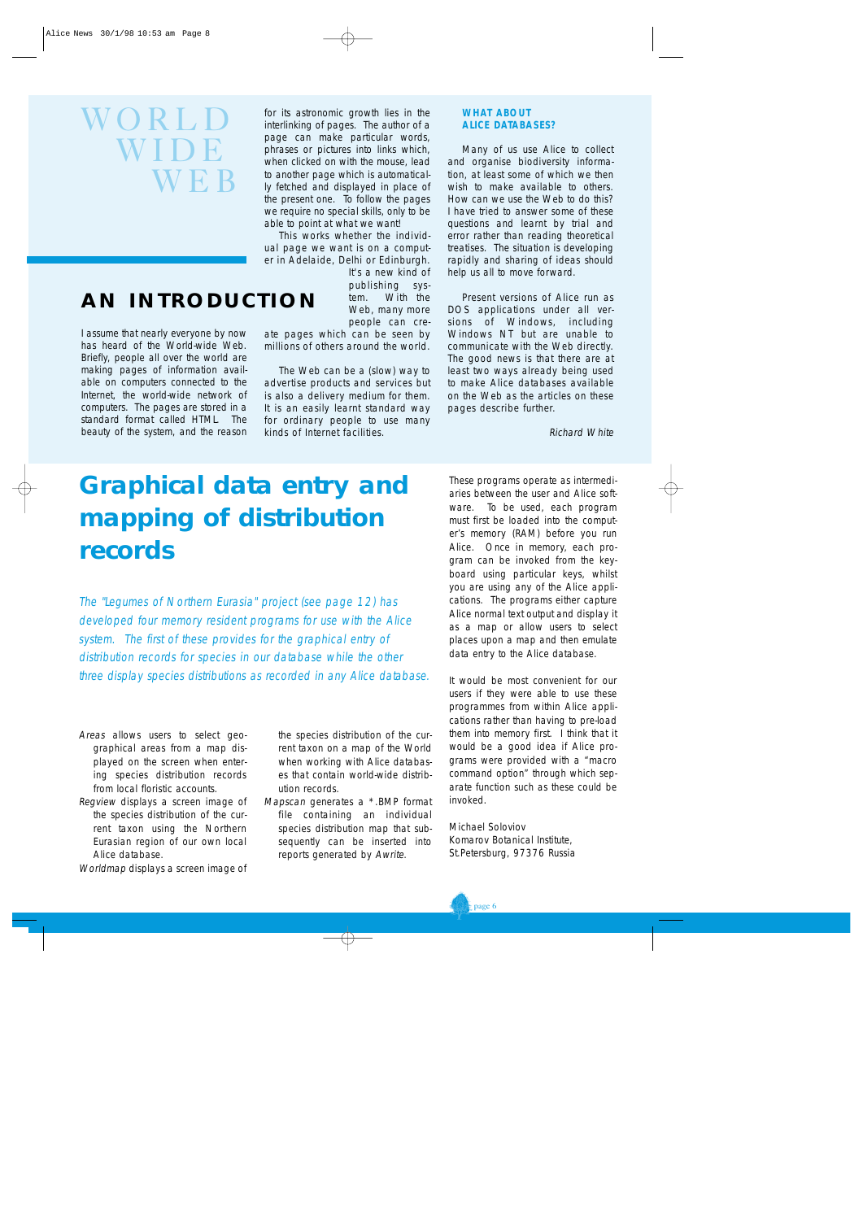# WORLD WIDE WEB

## AN INTRODUCTION

I assume that nearly everyone by now has heard of the World-wide Web. Briefly, people all over the world are making pages of information available on computers connected to the Internet, the world-wide network of computers. The pages are stored in a standard format called HTML. The beauty of the system, and the reason for its astronomic growth lies in the interlinking of pages. The author of a page can make particular words, phrases or pictures into links which, when clicked on with the mouse, lead to another page which is automatically fetched and displayed in place of the present one. To follow the pages we require no special skills, only to be able to point at what we want!

This works whether the individual page we want is on a computer in Adelaide, Delhi or Edinburgh. It's a new kind of publishing system. With the Web, many more people can create pages which can be seen by millions of others around the world.

The Web can be a (slow) way to advertise products and services but is also a delivery medium for them. It is an easily learnt standard way for ordinary people to use many kinds of Internet facilities.

### WHAT ABOUT ALICE DATABASES?

Many of us use Alice to collect and organise biodiversity information, at least some of which we then wish to make available to others. How can we use the Web to do this? I have tried to answer some of these questions and learnt by trial and error rather than reading theoretical treatises. The situation is developing rapidly and sharing of ideas should help us all to move forward.

Present versions of Alice run as DOS applications under all versions of Windows, including Windows NT but are unable to communicate with the Web directly. The good news is that there are at least two ways already being used to make Alice databases available on the Web as the articles on these pages describe further.

*Richard White*

# Graphical data entry and mapping of distribution records

*The "Legumes of Northern Eurasia" project (see page 12) has developed four memory resident programs for use with the Alice system. The first of these provides for the graphical entry of distribution records for species in our database while the other three display species distributions as recorded in any Alice database.*

*Areas* allows users to select geographical areas from a map displayed on the screen when entering species distribution records from local floristic accounts.

*Regview* displays a screen image of the species distribution of the current taxon using the Northern Eurasian region of our own local Alice database.

*Worldmap* displays a screen image of the species distribution of the current taxon on a map of the World when working with Alice databases that contain world-wide distribution records.

*Mapscan* generates a *.BMP format file containing an individual species distribution map that subsequently can be inserted into reports generated by *Awrite*.

These programs operate as intermediaries between the user and Alice software. To be used, each program must first be loaded into the computer's memory (RAM) before you run Alice. Once in memory, each program can be invoked from the keyboard using particular keys, whilst you are using any of the Alice applications. The programs either capture Alice normal text output and display it as a map or allow users to select places upon a map and then emulate data entry to the Alice database.

It would be most convenient for our users if they were able to use these programmes from within Alice applications rather than having to pre-load them into memory first. I think that it would be a good idea if Alice programs were provided with a "macro command option" through which separate function such as these could be invoked.

Michael Soloviov
Komarov Botanical Institute,
St.Petersburg, 97376 Russia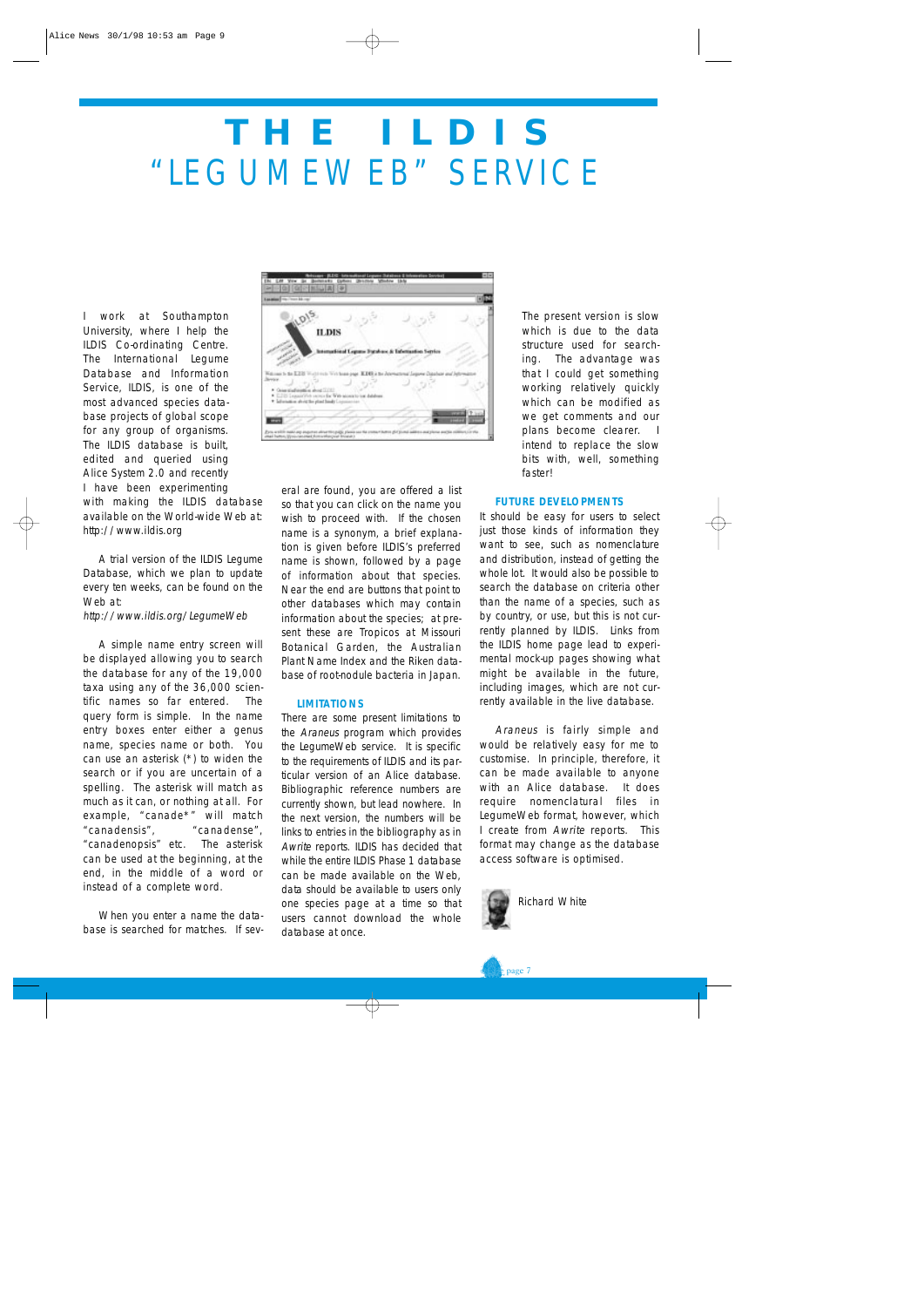# THE ILDIS "LEGUMEWEB" SERVICE

I work at Southampton University, where I help the ILDIS Co-ordinating Centre. The International Legume Database and Information Service, ILDIS, is one of the most advanced species database projects of global scope for any group of organisms. The ILDIS database is built, edited and queried using Alice System 2.0 and recently I have been experimenting with making the ILDIS database available on the World-wide Web at: http://www.ildis.org

A trial version of the ILDIS Legume Database, which we plan to update every ten weeks, can be found on the Web at:
*http://www.ildis.org/LegumeWeb*

A simple name entry screen will be displayed allowing you to search the database for any of the 19,000 taxa using any of the 36,000 scientific names so far entered. The query form is simple. In the name entry boxes enter either a genus name, species name or both. You can use an asterisk (*) to widen the search or if you are uncertain of a spelling. The asterisk will match as much as it can, or nothing at all. For example, "canade*" will match "canadensis", "canadense", "canadenopsis" etc. The asterisk can be used at the beginning, at the end, in the middle of a word or instead of a complete word.

When you enter a name the database is searched for matches. If several are found, you are offered a list so that you can click on the name you wish to proceed with. If the chosen name is a synonym, a brief explanation is given before ILDIS's preferred name is shown, followed by a page of information about that species. Near the end are buttons that point to other databases which may contain information about the species; at present these are Tropicos at Missouri Botanical Garden, the Australian Plant Name Index and the Riken database of root-nodule bacteria in Japan.

### LIMITATIONS

There are some present limitations to the *Araneus* program which provides the LegumeWeb service. It is specific to the requirements of ILDIS and its particular version of an Alice database. Bibliographic reference numbers are currently shown, but lead nowhere. In the next version, the numbers will be links to entries in the bibliography as in *Awrite* reports. ILDIS has decided that while the entire ILDIS Phase 1 database can be made available on the Web, data should be available to users only one species page at a time so that users cannot download the whole database at once.

The present version is slow which is due to the data structure used for searching. The advantage was that I could get something working relatively quickly which can be modified as we get comments and our plans become clearer. I intend to replace the slow bits with, well, something faster!

### FUTURE DEVELOPMENTS

It should be easy for users to select just those kinds of information they want to see, such as nomenclature and distribution, instead of getting the whole lot. It would also be possible to search the database on criteria other than the name of a species, such as by country, or use, but this is not currently planned by ILDIS. Links from the ILDIS home page lead to experimental mock-up pages showing what might be available in the future, including images, which are not currently available in the live database.

*Araneus* is fairly simple and would be relatively easy for me to customise. In principle, therefore, it can be made available to anyone with an Alice database. It does require nomenclatural files in LegumeWeb format, however, which I create from *Awrite* reports. This format may change as the database access software is optimised.

Richard White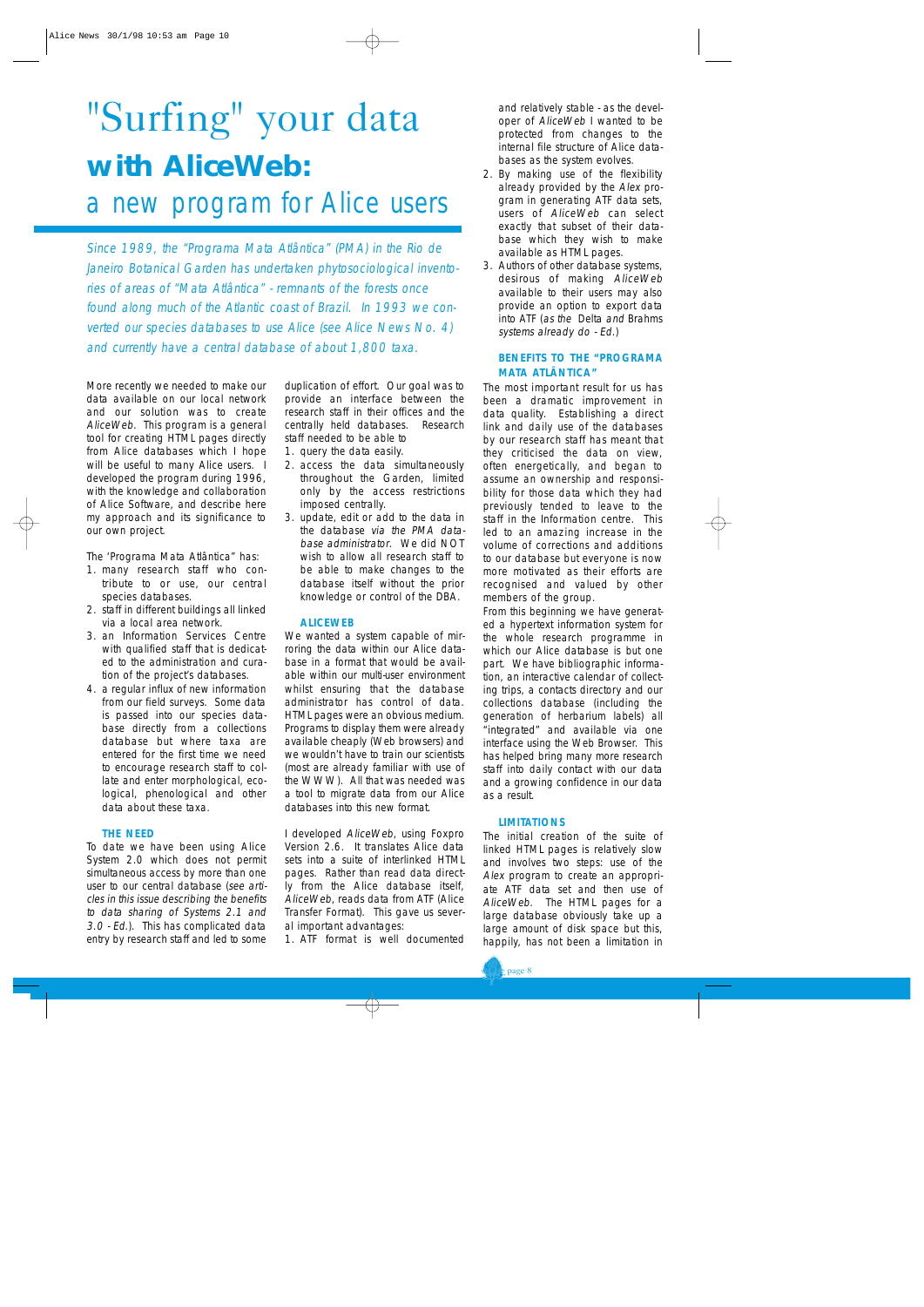# "Surfing" your data

## with AliceWeb:

## a new program for Alice users

*Since 1989, the "Programa Mata Atlântica" (PMA) in the Rio de Janeiro Botanical Garden has undertaken phytosociological inventories of areas of "Mata Atlântica" - remnants of the forests once found along much of the Atlantic coast of Brazil. In 1993 we converted our species databases to use Alice (see Alice News No. 4) and currently have a central database of about 1,800 taxa.*

More recently we needed to make our data available on our local network and our solution was to create *AliceWeb*. This program is a general tool for creating HTML pages directly from Alice databases which I hope will be useful to many Alice users. I developed the program during 1996, with the knowledge and collaboration of Alice Software, and describe here my approach and its significance to our own project.

The 'Programa Mata Atlântica" has:

1. many research staff who contribute to or use, our central species databases.
2. staff in different buildings all linked via a local area network.
3. an Information Services Centre with qualified staff that is dedicated to the administration and curation of the project's databases.
4. a regular influx of new information from our field surveys. Some data is passed into our species database directly from a collections database but where taxa are entered for the first time we need to encourage research staff to collate and enter morphological, ecological, phenological and other data about these taxa.

### THE NEED

To date we have been using Alice System 2.0 which does not permit simultaneous access by more than one user to our central database (*see articles in this issue describing the benefits to data sharing of Systems 2.1 and 3.0 - Ed.*). This has complicated data entry by research staff and led to some duplication of effort. Our goal was to provide an interface between the research staff in their offices and the centrally held databases. Research staff needed to be able to

1. query the data easily.
2. access the data simultaneously throughout the Garden, limited only by the access restrictions imposed centrally.
3. update, edit or add to the data in the database *via the PMA database administrator*. We did NOT wish to allow all research staff to be able to make changes to the database itself without the prior knowledge or control of the DBA.

### ALICEWEB

We wanted a system capable of mirroring the data within our Alice database in a format that would be available within our multi-user environment whilst ensuring that the database administrator has control of data. HTML pages were an obvious medium. Programs to display them were already available cheaply (Web browsers) and we wouldn't have to train our scientists (most are already familiar with use of the WWW). All that was needed was a tool to migrate data from our Alice databases into this new format.

I developed *AliceWeb*, using Foxpro Version 2.6. It translates Alice data sets into a suite of interlinked HTML pages. Rather than read data directly from the Alice database itself, *AliceWeb*, reads data from ATF (Alice Transfer Format). This gave us several important advantages:

1. ATF format is well documented and relatively stable - as the developer of *AliceWeb* I wanted to be protected from changes to the internal file structure of Alice databases as the system evolves.
2. By making use of the flexibility already provided by the *Alex* program in generating ATF data sets, users of *AliceWeb* can select exactly that subset of their database which they wish to make available as HTML pages.
3. Authors of other database systems, desirous of making *AliceWeb* available to their users may also provide an option to export data into ATF (*as the* Delta *and* Brahms *systems already do - Ed.*)

### BENEFITS TO THE "PROGRAMA MATA ATLÂNTICA"

The most important result for us has been a dramatic improvement in data quality. Establishing a direct link and daily use of the databases by our research staff has meant that they criticised the data on view, often energetically, and began to assume an ownership and responsibility for those data which they had previously tended to leave to the staff in the Information centre. This led to an amazing increase in the volume of corrections and additions to our database but everyone is now more motivated as their efforts are recognised and valued by other members of the group.

From this beginning we have generated a hypertext information system for the whole research programme in which our Alice database is but one part. We have bibliographic information, an interactive calendar of collecting trips, a contacts directory and our collections database (including the generation of herbarium labels) all "integrated" and available via one interface using the Web Browser. This has helped bring many more research staff into daily contact with our data and a growing confidence in our data as a result.

### LIMITATIONS

The initial creation of the suite of linked HTML pages is relatively slow and involves two steps: use of the *Alex* program to create an appropriate ATF data set and then use of *AliceWeb*. The HTML pages for a large database obviously take up a large amount of disk space but this, happily, has not been a limitation in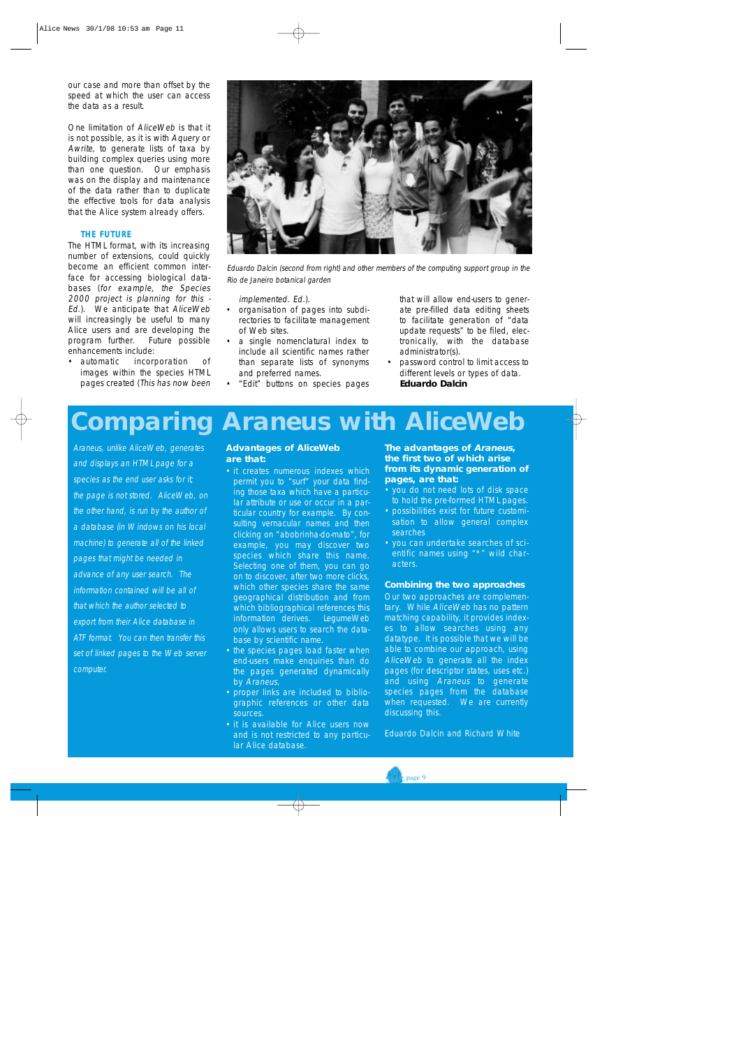our case and more than offset by the speed at which the user can access the data as a result.

One limitation of *AliceWeb* is that it is not possible, as it is with *Aquery* or *Awrite*, to generate lists of taxa by building complex queries using more than one question. Our emphasis was on the display and maintenance of the data rather than to duplicate the effective tools for data analysis that the Alice system already offers.

### THE FUTURE

The HTML format, with its increasing number of extensions, could quickly become an efficient common interface for accessing biological databases (*for example, the Species 2000 project is planning for this - Ed.*). We anticipate that *AliceWeb* will increasingly be useful to many Alice users and are developing the program further. Future possible enhancements include:

- automatic incorporation of images within the species HTML pages created (*This has now been implemented. Ed.*).
- organisation of pages into subdirectories to facilitate management of Web sites.
- a single nomenclatural index to include all scientific names rather than separate lists of synonyms and preferred names.
- "Edit" buttons on species pages that will allow end-users to generate pre-filled data editing sheets to facilitate generation of "data update requests" to be filed, electronically, with the database administrator(s).
- password control to limit access to different levels or types of data.

**Eduardo Dalcin**

*Eduardo Dalcin (second from right) and other members of the computing support group in the Rio de Janeiro botanical garden*

# Comparing Araneus with AliceWeb

*Araneus, unlike AliceWeb, generates and displays an HTML page for a species as the end user asks for it; the page is not stored. AliceWeb, on the other hand, is run by the author of a database (in Windows on his local machine) to generate all of the linked pages that might be needed in advance of any user search. The information contained will be all of that which the author selected to export from their Alice database in ATF format. You can then transfer this set of linked pages to the Web server computer.*

### Advantages of AliceWeb are that:

- it creates numerous indexes which permit you to "surf" your data finding those taxa which have a particular attribute or use or occur in a particular country for example. By consulting vernacular names and then clicking on "abobrinha-do-mato", for example, you may discover two species which share this name. Selecting one of them, you can go on to discover, after two more clicks, which other species share the same geographical distribution and from which bibliographical references this information derives. LegumeWeb only allows users to search the database by scientific name.
- the species pages load faster when end-users make enquiries than do the pages generated dynamically by *Araneus*,
- proper links are included to bibliographic references or other data sources.
- it is available for Alice users now and is not restricted to any particular Alice database.

### The advantages of *Araneus*, the first two of which arise from its dynamic generation of pages, are that:

- you do not need lots of disk space to hold the pre-formed HTML pages.
- possibilities exist for future customisation to allow general complex searches
- you can undertake searches of scientific names using "*" wild characters.

### Combining the two approaches

Our two approaches are complementary. While *AliceWeb* has no pattern matching capability, it provides indexes to allow searches using any datatype. It is possible that we will be able to combine our approach, using *AliceWeb* to generate all the index pages (for descriptor states, uses etc.) and using *Araneus* to generate species pages from the database when requested. We are currently discussing this.

Eduardo Dalcin and Richard White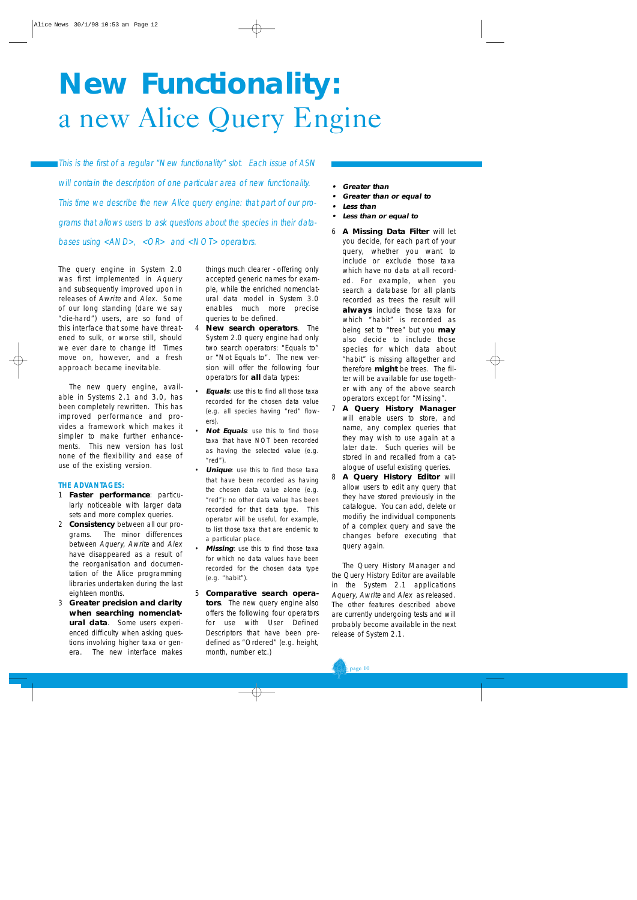# New Functionality:
## a new Alice Query Engine

*This is the first of a regular "New functionality" slot. Each issue of ASN will contain the description of one particular area of new functionality. This time we describe the new Alice query engine: that part of our programs that allows users to ask questions about the species in their databases using <AND>, <OR> and <NOT> operators.*

The query engine in System 2.0 was first implemented in *Aquery* and subsequently improved upon in releases of *Awrite* and *Alex*. Some of our long standing (dare we say "die-hard") users, are so fond of this interface that some have threatened to sulk, or worse still, should we ever dare to change it! Times move on, however, and a fresh approach became inevitable.

The new query engine, available in Systems 2.1 and 3.0, has been completely rewritten. This has improved performance and provides a framework which makes it simpler to make further enhancements. This new version has lost none of the flexibility and ease of use of the existing version.

**THE ADVANTAGES:**

1. **Faster performance**: particularly noticeable with larger data sets and more complex queries.
2. **Consistency** between all our programs. The minor differences between *Aquery, Awrite* and *Alex* have disappeared as a result of the reorganisation and documentation of the Alice programming libraries undertaken during the last eighteen months.
3. **Greater precision and clarity when searching nomenclatural data**. Some users experienced difficulty when asking questions involving higher taxa or genera. The new interface makes things much clearer - offering only accepted generic names for example, while the enriched nomenclatural data model in System 3.0 enables much more precise queries to be defined.
4. **New search operators**. The System 2.0 query engine had only two search operators: "Equals to" or "Not Equals to". The new version will offer the following four operators for **all** data types:
   - ***Equals***: use this to find all those taxa recorded for the chosen data value (e.g. all species having "red" flowers).
   - ***Not Equals***: use this to find those taxa that have NOT been recorded as having the selected value (e.g. "red").
   - ***Unique***: use this to find those taxa that have been recorded as having the chosen data value alone (e.g. "red"): no other data value has been recorded for that data type. This operator will be useful, for example, to list those taxa that are endemic to a particular place.
   - ***Missing***: use this to find those taxa for which no data values have been recorded for the chosen data type (e.g. "habit").
5. **Comparative search operators**. The new query engine also offers the following four operators for use with User Defined Descriptors that have been predefined as "Ordered" (e.g. height, month, number etc.)
   - ***Greater than***
   - ***Greater than or equal to***
   - ***Less than***
   - ***Less than or equal to***
6. **A Missing Data Filter** will let you decide, for each part of your query, whether you want to include or exclude those taxa which have no data at all recorded. For example, when you search a database for all plants recorded as trees the result will **always** include those taxa for which "habit" is recorded as being set to "tree" but you **may** also decide to include those species for which data about "habit" is missing altogether and therefore **might** be trees. The filter will be available for use together with any of the above search operators except for "Missing".
7. **A Query History Manager** will enable users to store, and name, any complex queries that they may wish to use again at a later date. Such queries will be stored in and recalled from a catalogue of useful existing queries.
8. **A Query History Editor** will allow users to edit any query that they have stored previously in the catalogue. You can add, delete or modifiy the individual components of a complex query and save the changes before executing that query again.

The Query History Manager and the Query History Editor are available in the System 2.1 applications *Aquery, Awrite* and *Alex* as released. The other features described above are currently undergoing tests and will probably become available in the next release of System 2.1.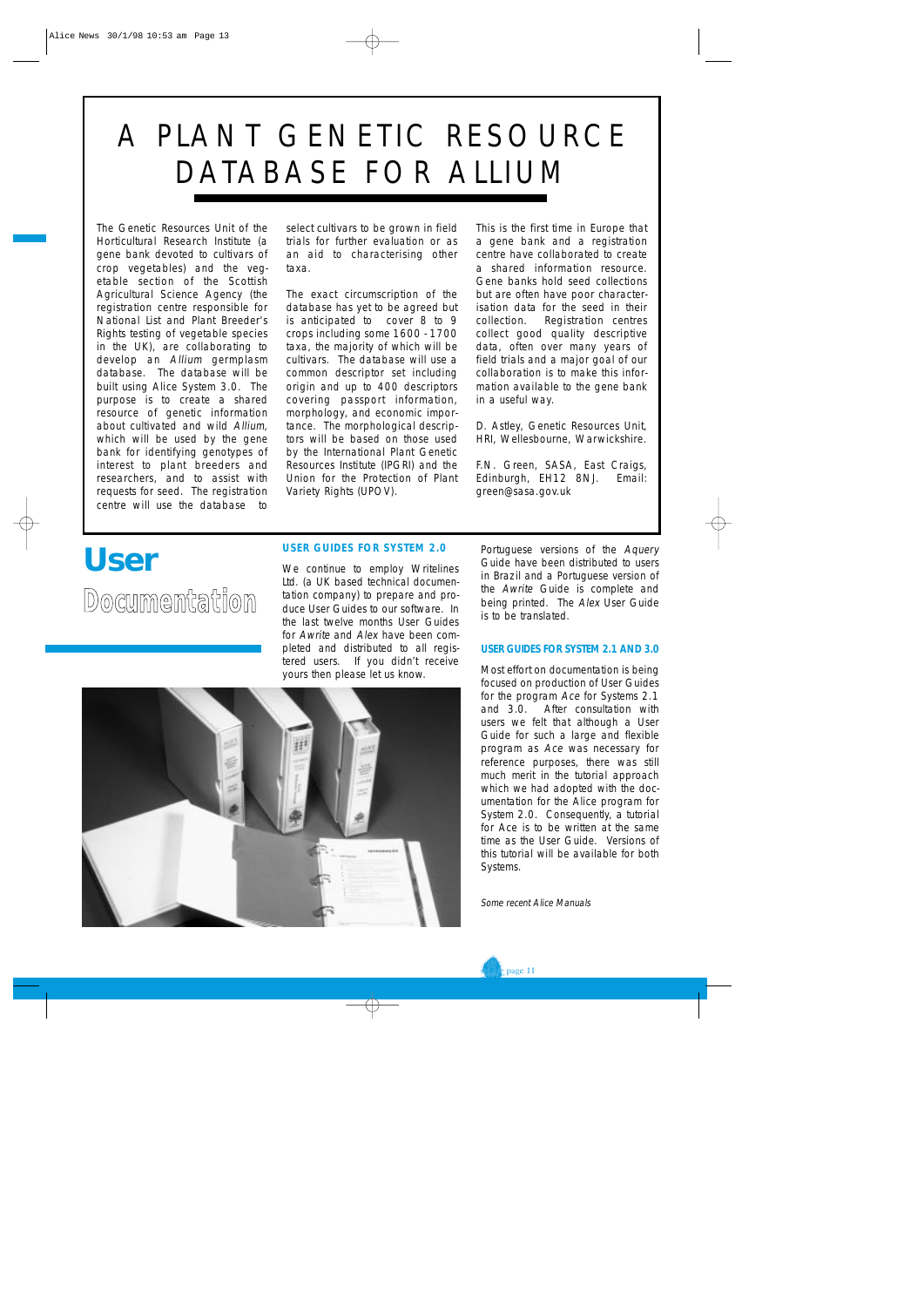# A PLANT GENETIC RESOURCE DATABASE FOR ALLIUM

The Genetic Resources Unit of the Horticultural Research Institute (a gene bank devoted to cultivars of crop vegetables) and the vegetable section of the Scottish Agricultural Science Agency (the registration centre responsible for National List and Plant Breeder's Rights testing of vegetable species in the UK), are collaborating to develop an *Allium* germplasm database. The database will be built using Alice System 3.0. The purpose is to create a shared resource of genetic information about cultivated and wild *Allium*, which will be used by the gene bank for identifying genotypes of interest to plant breeders and researchers, and to assist with requests for seed. The registration centre will use the database to select cultivars to be grown in field trials for further evaluation or as an aid to characterising other taxa.

The exact circumscription of the database has yet to be agreed but is anticipated to cover 8 to 9 crops including some 1600 - 1700 taxa, the majority of which will be cultivars. The database will use a common descriptor set including origin and up to 400 descriptors covering passport information, morphology, and economic importance. The morphological descriptors will be based on those used by the International Plant Genetic Resources Institute (IPGRI) and the Union for the Protection of Plant Variety Rights (UPOV).

This is the first time in Europe that a gene bank and a registration centre have collaborated to create a shared information resource. Gene banks hold seed collections but are often have poor characterisation data for the seed in their collection. Registration centres collect good quality descriptive data, often over many years of field trials and a major goal of our collaboration is to make this information available to the gene bank in a useful way.

D. Astley, Genetic Resources Unit, HRI, Wellesbourne, Warwickshire.

F.N. Green, SASA, East Craigs, Edinburgh, EH12 8NJ. Email: green@sasa.gov.uk

# User Documentation

### USER GUIDES FOR SYSTEM 2.0

We continue to employ Writelines Ltd. (a UK based technical documentation company) to prepare and produce User Guides to our software. In the last twelve months User Guides for *Awrite* and *Alex* have been completed and distributed to all registered users. If you didn't receive yours then please let us know.

Portuguese versions of the *Aquery* Guide have been distributed to users in Brazil and a Portuguese version of the *Awrite* Guide is complete and being printed. The *Alex* User Guide is to be translated.

### USER GUIDES FOR SYSTEM 2.1 AND 3.0

Most effort on documentation is being focused on production of User Guides for the program *Ace* for Systems 2.1 and 3.0. After consultation with users we felt that although a User Guide for such a large and flexible program as *Ace* was necessary for reference purposes, there was still much merit in the tutorial approach which we had adopted with the documentation for the Alice program for System 2.0. Consequently, a tutorial for Ace is to be written at the same time as the User Guide. Versions of this tutorial will be available for both Systems.

*Some recent Alice Manuals*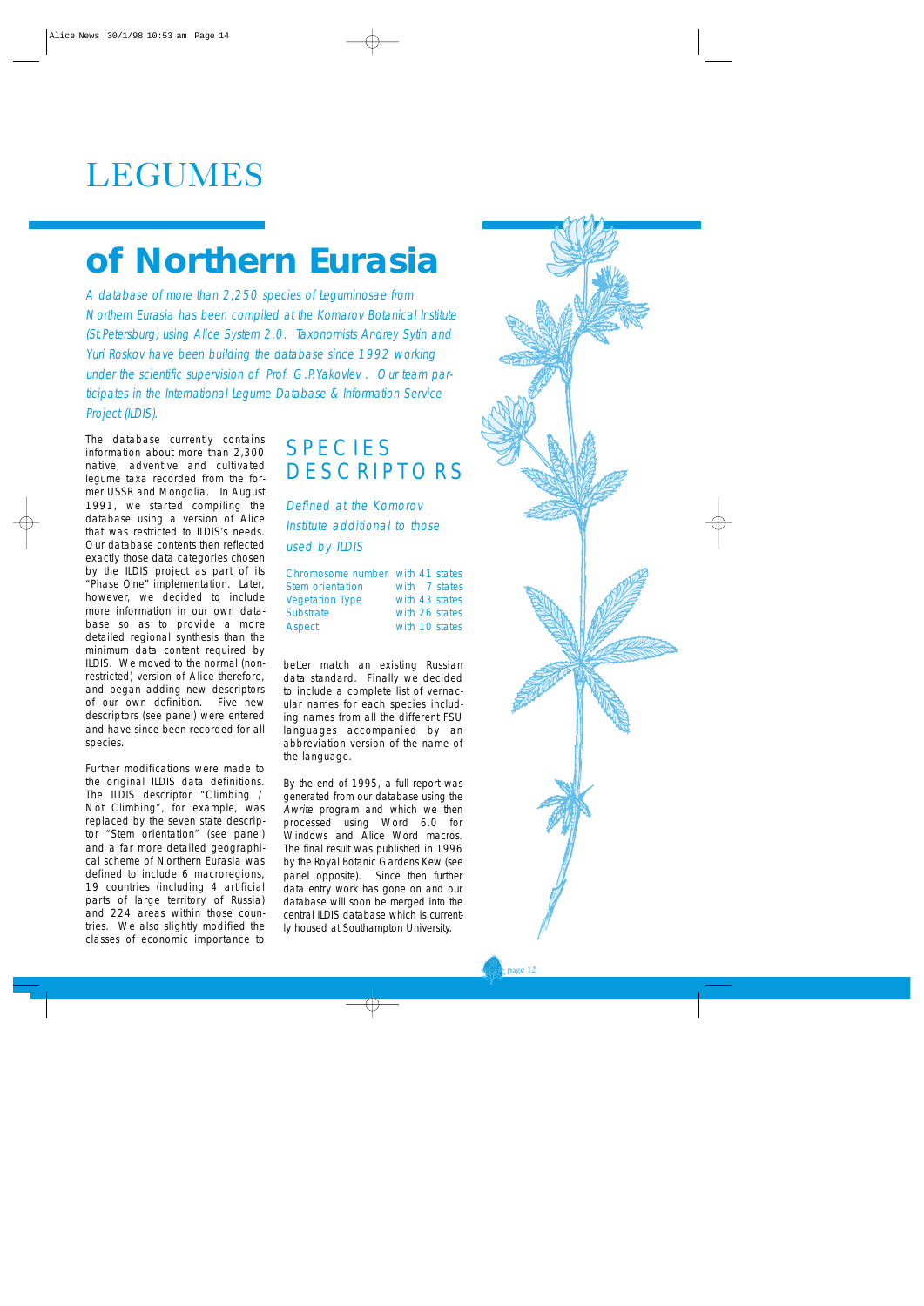# LEGUMES

# of Northern Eurasia

*A database of more than 2,250 species of Leguminosae from Northern Eurasia has been compiled at the Komarov Botanical Institute (St.Petersburg) using Alice System 2.0. Taxonomists Andrey Sytin and Yuri Roskov have been building the database since 1992 working under the scientific supervision of Prof. G.P.Yakovlev. Our team participates in the International Legume Database & Information Service Project (ILDIS).*

The database currently contains information about more than 2,300 native, adventive and cultivated legume taxa recorded from the former USSR and Mongolia. In August 1991, we started compiling the database using a version of Alice that was restricted to ILDIS's needs. Our database contents then reflected exactly those data categories chosen by the ILDIS project as part of its "Phase One" implementation. Later, however, we decided to include more information in our own database so as to provide a more detailed regional synthesis than the minimum data content required by ILDIS. We moved to the normal (non-restricted) version of Alice therefore, and began adding new descriptors of our own definition. Five new descriptors (see panel) were entered and have since been recorded for all species.

Further modifications were made to the original ILDIS data definitions. The ILDIS descriptor "Climbing / Not Climbing", for example, was replaced by the seven state descriptor "Stem orientation" (see panel) and a far more detailed geographical scheme of Northern Eurasia was defined to include 6 macroregions, 19 countries (including 4 artificial parts of large territory of Russia) and 224 areas within those countries. We also slightly modified the classes of economic importance to better match an existing Russian data standard. Finally we decided to include a complete list of vernacular names for each species including names from all the different FSU languages accompanied by an abbreviation version of the name of the language.

By the end of 1995, a full report was generated from our database using the *Awrite* program and which we then processed using Word 6.0 for Windows and Alice Word macros. The final result was published in 1996 by the Royal Botanic Gardens Kew (see panel opposite). Since then further data entry work has gone on and our database will soon be merged into the central ILDIS database which is currently housed at Southampton University.

## SPECIES DESCRIPTORS

*Defined at the Komorov Institute additional to those used by ILDIS*

| | |
|---|---|
| Chromosome number | with 41 states |
| Stem orientation | with 7 states |
| Vegetation Type | with 43 states |
| Substrate | with 26 states |
| Aspect | with 10 states |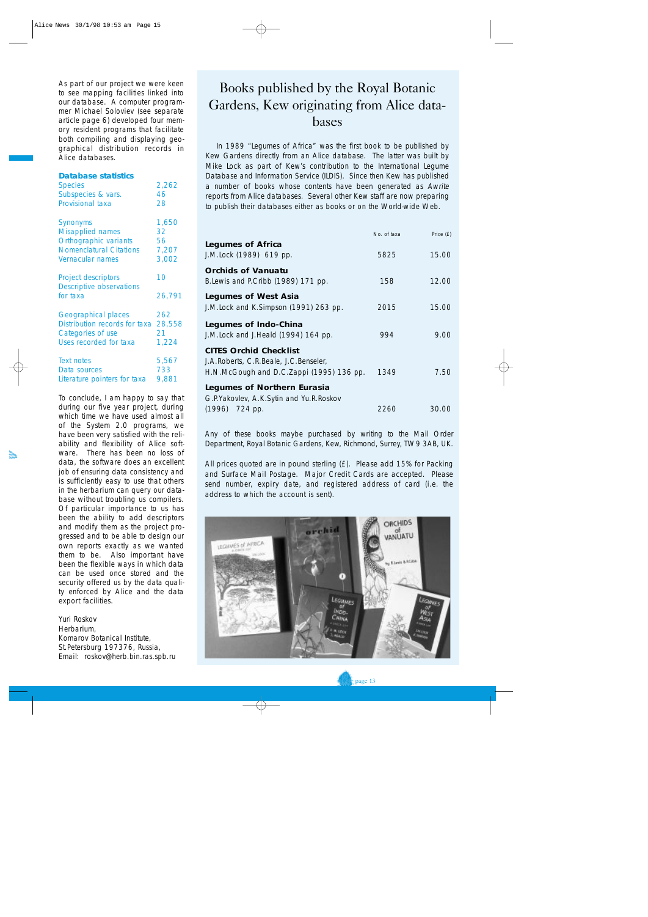As part of our project we were keen to see mapping facilities linked into our database. A computer programmer Michael Soloviev (see separate article page 6) developed four memory resident programs that facilitate both compiling and displaying geographical distribution records in Alice databases.

### Database statistics

| | |
|---|---|
| Species | 2,262 |
| Subspecies & vars. | 46 |
| Provisional taxa | 28 |
| Synonyms | 1,650 |
| Misapplied names | 32 |
| Orthographic variants | 56 |
| Nomenclatural Citations | 7,207 |
| Vernacular names | 3,002 |
| Project descriptors | 10 |
| Descriptive observations for taxa | 26,791 |
| Geographical places | 262 |
| Distribution records for taxa | 28,558 |
| Categories of use | 21 |
| Uses recorded for taxa | 1,224 |
| Text notes | 5,567 |
| Data sources | 733 |
| Literature pointers for taxa | 9,881 |

To conclude, I am happy to say that during our five year project, during which time we have used almost all of the System 2.0 programs, we have been very satisfied with the reliability and flexibility of Alice software. There has been no loss of data, the software does an excellent job of ensuring data consistency and is sufficiently easy to use that others in the herbarium can query our database without troubling us compilers. Of particular importance to us has been the ability to add descriptors and modify them as the project progressed and to be able to design our own reports exactly as we wanted them to be. Also important have been the flexible ways in which data can be used once stored and the security offered us by the data quality enforced by Alice and the data export facilities.

Yuri Roskov
Herbarium,
Komarov Botanical Institute,
St.Petersburg 197376, Russia,
Email: roskov@herb.bin.ras.spb.ru

# Books published by the Royal Botanic Gardens, Kew originating from Alice databases

In 1989 "Legumes of Africa" was the first book to be published by Kew Gardens directly from an Alice database. The latter was built by Mike Lock as part of Kew's contribution to the International Legume Database and Information Service (ILDIS). Since then Kew has published a number of books whose contents have been generated as *Awrite* reports from Alice databases. Several other Kew staff are now preparing to publish their databases either as books or on the World-wide Web.

| | No. of taxa | Price (£) |
|---|---|---|
| **Legumes of Africa**<br>J.M.Lock (1989) 619 pp. | 5825 | 15.00 |
| **Orchids of Vanuatu**<br>B.Lewis and P.Cribb (1989) 171 pp. | 158 | 12.00 |
| **Legumes of West Asia**<br>J.M.Lock and K.Simpson (1991) 263 pp. | 2015 | 15.00 |
| **Legumes of Indo-China**<br>J.M.Lock and J.Heald (1994) 164 pp. | 994 | 9.00 |
| **CITES Orchid Checklist**<br>J.A.Roberts, C.R.Beale, J.C.Benseler, H.N.McGough and D.C.Zappi (1995) 136 pp. | 1349 | 7.50 |
| **Legumes of Northern Eurasia**<br>G.P.Yakovlev, A.K.Sytin and Yu.R.Roskov (1996) 724 pp. | 2260 | 30.00 |

Any of these books maybe purchased by writing to the Mail Order Department, Royal Botanic Gardens, Kew, Richmond, Surrey, TW9 3AB, UK.

All prices quoted are in pound sterling (£). Please add 15% for Packing and Surface Mail Postage. Major Credit Cards are accepted. Please send number, expiry date, and registered address of card (i.e. the address to which the account is sent).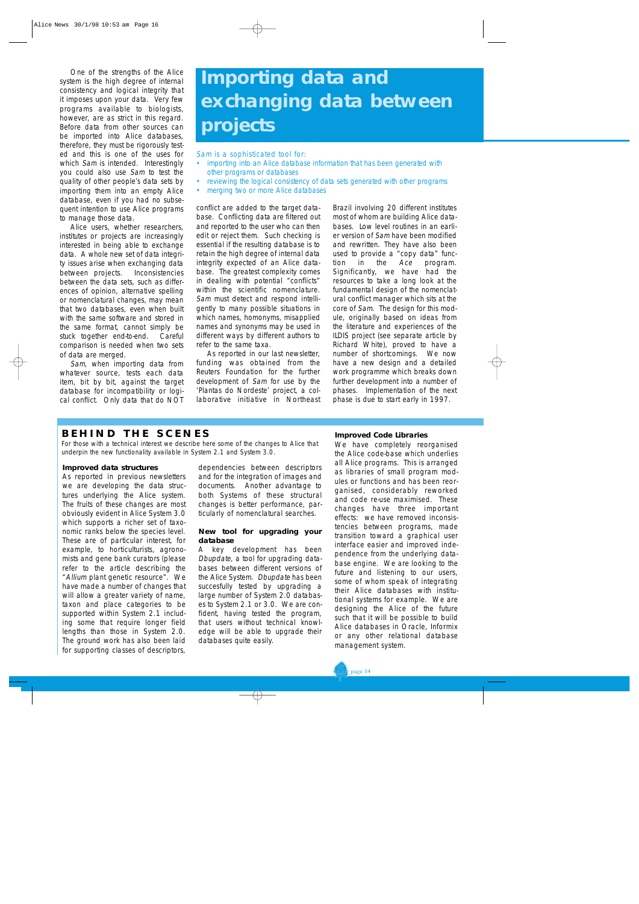# Importing data and exchanging data between projects

*Sam* is a sophisticated tool for:

- importing into an Alice database information that has been generated with other programs or databases
- reviewing the logical consistency of data sets generated with other programs
- merging two or more Alice databases

One of the strengths of the Alice system is the high degree of internal consistency and logical integrity that it imposes upon your data. Very few programs available to biologists, however, are as strict in this regard. Before data from other sources can be imported into Alice databases, therefore, they must be rigorously tested and this is one of the uses for which *Sam* is intended. Interestingly you could also use *Sam* to test the quality of other people's data sets by importing them into an empty Alice database, even if you had no subsequent intention to use Alice programs to manage those data.

Alice users, whether researchers, institutes or projects are increasingly interested in being able to exchange data. A whole new set of data integrity issues arise when exchanging data between projects. Inconsistencies between the data sets, such as differences of opinion, alternative spelling or nomenclatural changes, may mean that two databases, even when built with the same software and stored in the same format, cannot simply be stuck together end-to-end. Careful comparison is needed when two sets of data are merged.

*Sam*, when importing data from whatever source, tests each data item, bit by bit, against the target database for incompatibility or logical conflict. Only data that do NOT conflict are added to the target database. Conflicting data are filtered out and reported to the user who can then edit or reject them. Such checking is essential if the resulting database is to retain the high degree of internal data integrity expected of an Alice database. The greatest complexity comes in dealing with potential "conflicts" within the scientific nomenclature. *Sam* must detect and respond intelligently to many possible situations in which names, homonyms, misapplied names and synonyms may be used in different ways by different authors to refer to the same taxa.

As reported in our last newsletter, funding was obtained from the Reuters Foundation for the further development of *Sam* for use by the 'Plantas do Nordeste' project, a collaborative initiative in Northeast Brazil involving 20 different institutes most of whom are building Alice databases. Low level routines in an earlier version of *Sam* have been modified and rewritten. They have also been used to provide a "copy data" function in the *Ace* program. Significantly, we have had the resources to take a long look at the fundamental design of the nomenclatural conflict manager which sits at the core of *Sam*. The design for this module, originally based on ideas from the literature and experiences of the ILDIS project (see separate article by Richard White), proved to have a number of shortcomings. We now have a new design and a detailed work programme which breaks down further development into a number of phases. Implementation of the next phase is due to start early in 1997.

## BEHIND THE SCENES

For those with a technical interest we describe here some of the changes to Alice that underpin the new functionality available in System 2.1 and System 3.0.

### Improved data structures

As reported in previous newsletters we are developing the data structures underlying the Alice system. The fruits of these changes are most obviously evident in Alice System 3.0 which supports a richer set of taxonomic ranks below the species level. These are of particular interest, for example, to horticulturists, agronomists and gene bank curators (please refer to the article describing the "*Allium* plant genetic resource". We have made a number of changes that will allow a greater variety of name, taxon and place categories to be supported within System 2.1 including some that require longer field lengths than those in System 2.0. The ground work has also been laid for supporting classes of descriptors, dependencies between descriptors and for the integration of images and documents. Another advantage to both Systems of these structural changes is better performance, particularly of nomenclatural searches.

### New tool for upgrading your database

A key development has been *Dbupdate*, a tool for upgrading databases between different versions of the Alice System. *Dbupdate* has been succesfully tested by upgrading a large number of System 2.0 databases to System 2.1 or 3.0. We are confident, having tested the program, that users without technical knowledge will be able to upgrade their databases quite easily.

### Improved Code Libraries

We have completely reorganised the Alice code-base which underlies all Alice programs. This is arranged as libraries of small program modules or functions and has been reorganised, considerably reworked and code re-use maximised. These changes have three important effects: we have removed inconsistencies between programs, made transition toward a graphical user interface easier and improved independence from the underlying database engine. We are looking to the future and listening to our users, some of whom speak of integrating their Alice databases with institutional systems for example. We are designing the Alice of the future such that it will be possible to build Alice databases in Oracle, Informix or any other relational database management system.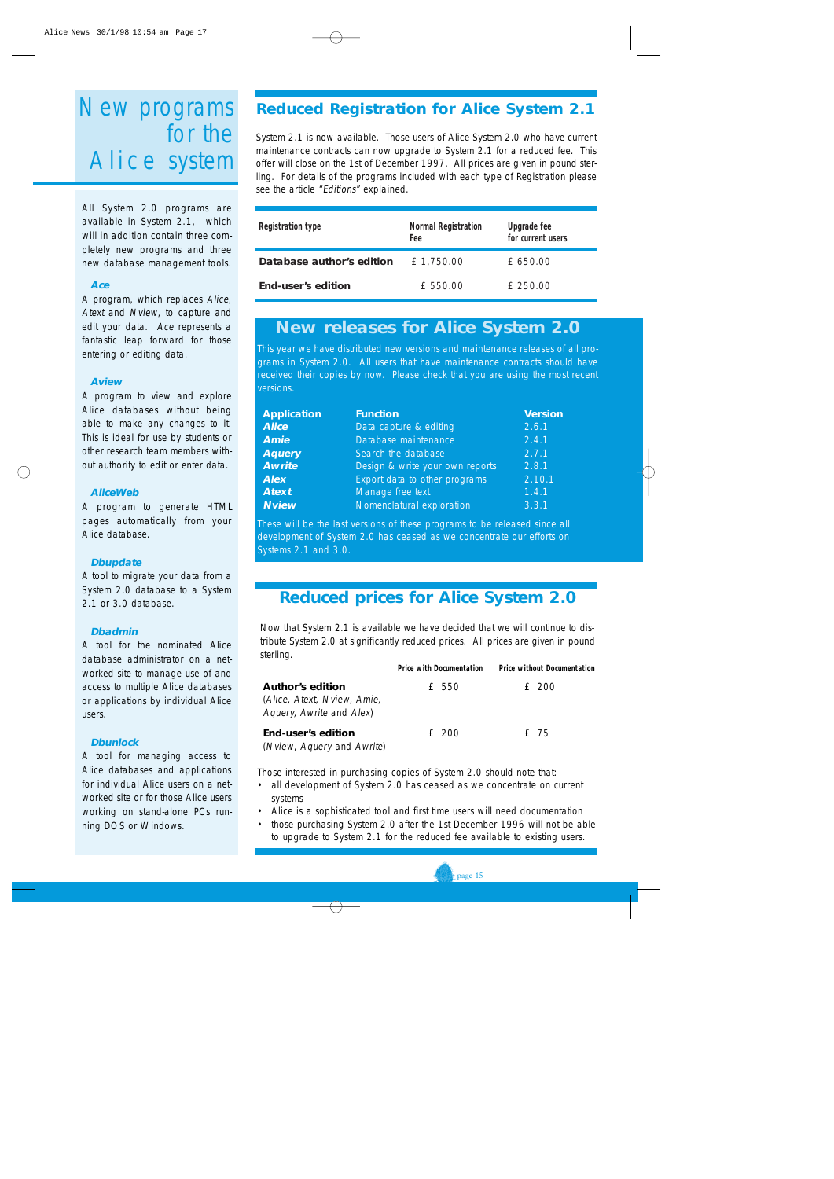# New programs for the Alice system

All System 2.0 programs are available in System 2.1, which will in addition contain three completely new programs and three new database management tools.

### *Ace*

A program, which replaces *Alice*, *Atext* and *Nview*, to capture and edit your data. *Ace* represents a fantastic leap forward for those entering or editing data.

### *Aview*

A program to view and explore Alice databases without being able to make any changes to it. This is ideal for use by students or other research team members without authority to edit or enter data.

### *AliceWeb*

A program to generate HTML pages automatically from your Alice database.

### *Dbupdate*

A tool to migrate your data from a System 2.0 database to a System 2.1 or 3.0 database.

### *Dbadmin*

A tool for the nominated Alice database administrator on a networked site to manage use of and access to multiple Alice databases or applications by individual Alice users.

### *Dbunlock*

A tool for managing access to Alice databases and applications for individual Alice users on a networked site or for those Alice users working on stand-alone PCs running DOS or Windows.

## Reduced Registration for Alice System 2.1

System 2.1 is now available. Those users of Alice System 2.0 who have current maintenance contracts can now upgrade to System 2.1 for a reduced fee. This offer will close on the 1st of December 1997. All prices are given in pound sterling. For details of the programs included with each type of Registration please see the article *"Editions"* explained.

| Registration type | Normal Registration Fee | Upgrade fee for current users |
|---|---|---|
| **Database author's edition** | £ 1,750.00 | £ 650.00 |
| **End-user's edition** | £ 550.00 | £ 250.00 |

## New releases for Alice System 2.0

This year we have distributed new versions and maintenance releases of all programs in System 2.0. All users that have maintenance contracts should have received their copies by now. Please check that you are using the most recent versions.

| Application | Function | Version |
|---|---|---|
| ***Alice*** | Data capture & editing | 2.6.1 |
| ***Amie*** | Database maintenance | 2.4.1 |
| ***Aquery*** | Search the database | 2.7.1 |
| ***Awrite*** | Design & write your own reports | 2.8.1 |
| ***Alex*** | Export data to other programs | 2.10.1 |
| ***Atext*** | Manage free text | 1.4.1 |
| ***Nview*** | Nomenclatural exploration | 3.3.1 |

These will be the last versions of these programs to be released since all development of System 2.0 has ceased as we concentrate our efforts on Systems 2.1 and 3.0.

## Reduced prices for Alice System 2.0

Now that System 2.1 is available we have decided that we will continue to distribute System 2.0 at significantly reduced prices. All prices are given in pound sterling.

| | Price with Documentation | Price without Documentation |
|---|---|---|
| **Author's edition** (*Alice, Atext, Nview, Amie, Aquery, Awrite* and *Alex*) | £ 550 | £ 200 |
| **End-user's edition** (*Nview, Aquery* and *Awrite*) | £ 200 | £ 75 |

Those interested in purchasing copies of System 2.0 should note that:

- all development of System 2.0 has ceased as we concentrate on current systems
- Alice is a sophisticated tool and first time users will need documentation
- those purchasing System 2.0 after the 1st December 1996 will not be able to upgrade to System 2.1 for the reduced fee available to existing users.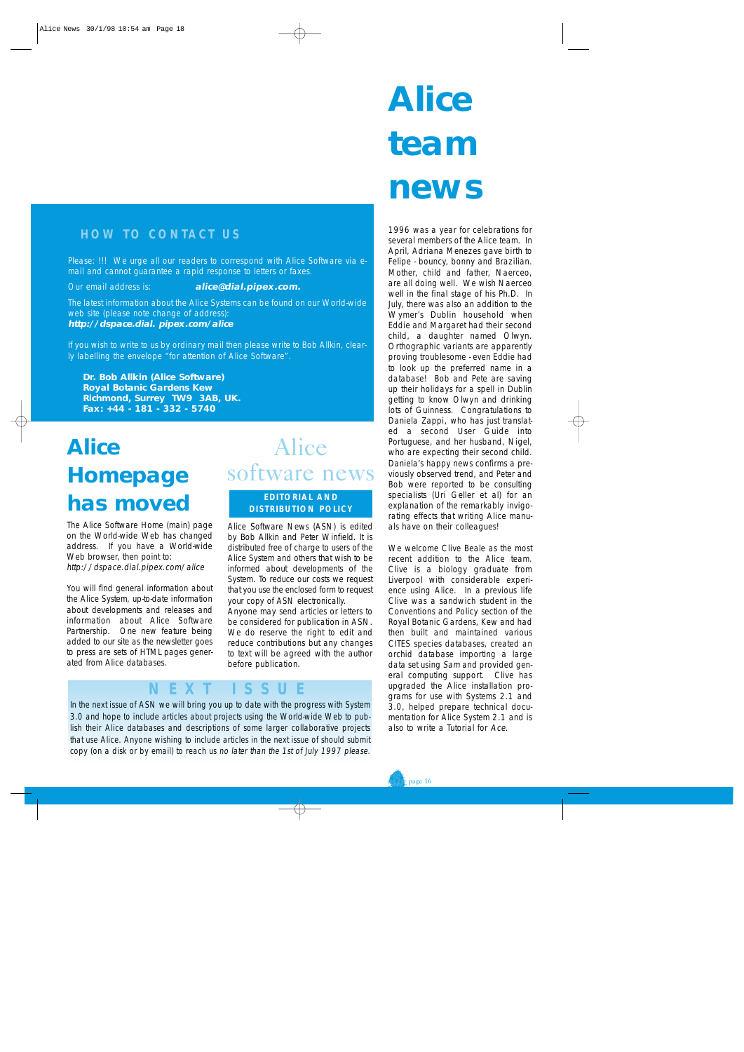# Alice team news

1996 was a year for celebrations for several members of the Alice team. In April, Adriana Menezes gave birth to Felipe - bouncy, bonny and Brazilian. Mother, child and father, Naerceo, are all doing well. We wish Naerceo well in the final stage of his Ph.D. In July, there was also an addition to the Wymer's Dublin household when Eddie and Margaret had their second child, a daughter named Olwyn. Orthographic variants are apparently proving troublesome - even Eddie had to look up the preferred name in a database! Bob and Pete are saving up their holidays for a spell in Dublin getting to know Olwyn and drinking lots of Guinness. Congratulations to Daniela Zappi, who has just translated a second User Guide into Portuguese, and her husband, Nigel, who are expecting their second child. Daniela's happy news confirms a previously observed trend, and Peter and Bob were reported to be consulting specialists (Uri Geller et al) for an explanation of the remarkably invigorating effects that writing Alice manuals have on their colleagues!

We welcome Clive Beale as the most recent addition to the Alice team. Clive is a biology graduate from Liverpool with considerable experience using Alice. In a previous life Clive was a sandwich student in the Conventions and Policy section of the Royal Botanic Gardens, Kew and had then built and maintained various CITES species databases, created an orchid database importing a large data set using *Sam* and provided general computing support. Clive has upgraded the Alice installation programs for use with Systems 2.1 and 3.0, helped prepare technical documentation for Alice System 2.1 and is also to write a Tutorial for *Ace*.

## HOW TO CONTACT US

Please: !!! We urge all our readers to correspond with Alice Software via e-mail and cannot guarantee a rapid response to letters or faxes.

Our email address is: **alice@dial.pipex.com.**

The latest information about the Alice Systems can be found on our World-wide web site (please note change of address):
***http://dspace.dial. pipex.com/alice***

If you wish to write to us by ordinary mail then please write to Bob Allkin, clearly labelling the envelope "for attention of Alice Software".

**Dr. Bob Allkin (Alice Software)**
**Royal Botanic Gardens Kew**
**Richmond, Surrey TW9 3AB, UK.**
**Fax: +44 - 181 - 332 - 5740**

## Alice Homepage has moved

The Alice Software Home (main) page on the World-wide Web has changed address. If you have a World-wide Web browser, then point to:
*http://dspace.dial.pipex.com/alice*

You will find general information about the Alice System, up-to-date information about developments and releases and information about Alice Software Partnership. One new feature being added to our site as the newsletter goes to press are sets of HTML pages generated from Alice databases.

## Alice software news

### EDITORIAL AND DISTRIBUTION POLICY

Alice Software News (ASN) is edited by Bob Allkin and Peter Winfield. It is distributed free of charge to users of the Alice System and others that wish to be informed about developments of the System. To reduce our costs we request that you use the enclosed form to request your copy of ASN electronically. Anyone may send articles or letters to be considered for publication in ASN. We do reserve the right to edit and reduce contributions but any changes to text will be agreed with the author before publication.

## NEXT ISSUE

In the next issue of ASN we will bring you up to date with the progress with System 3.0 and hope to include articles about projects using the World-wide Web to publish their Alice databases and descriptions of some larger collaborative projects that use Alice. Anyone wishing to include articles in the next issue of should submit copy (on a disk or by email) to reach us *no later than the 1st of July 1997 please.*